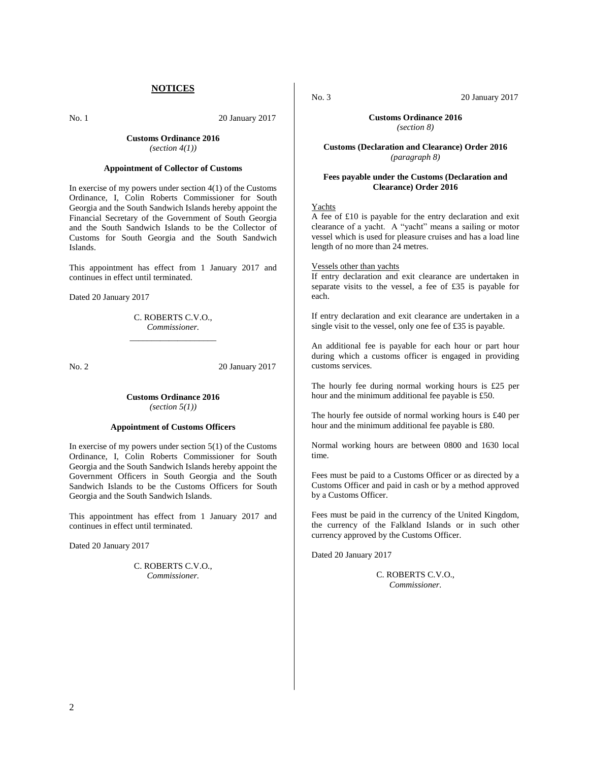## NOTICES

No. 1 20 January 2017

**Customs Ordinance 2016**
*(section 4(1))*

**Appointment of Collector of Customs**

In exercise of my powers under section 4(1) of the Customs Ordinance, I, Colin Roberts Commissioner for South Georgia and the South Sandwich Islands hereby appoint the Financial Secretary of the Government of South Georgia and the South Sandwich Islands to be the Collector of Customs for South Georgia and the South Sandwich Islands.

This appointment has effect from 1 January 2017 and continues in effect until terminated.

Dated 20 January 2017

C. ROBERTS C.V.O.,
*Commissioner.*

---

No. 2 20 January 2017

**Customs Ordinance 2016**
*(section 5(1))*

**Appointment of Customs Officers**

In exercise of my powers under section 5(1) of the Customs Ordinance, I, Colin Roberts Commissioner for South Georgia and the South Sandwich Islands hereby appoint the Government Officers in South Georgia and the South Sandwich Islands to be the Customs Officers for South Georgia and the South Sandwich Islands.

This appointment has effect from 1 January 2017 and continues in effect until terminated.

Dated 20 January 2017

C. ROBERTS C.V.O.,
*Commissioner.*

---

No. 3 20 January 2017

**Customs Ordinance 2016**
*(section 8)*

**Customs (Declaration and Clearance) Order 2016**
*(paragraph 8)*

**Fees payable under the Customs (Declaration and Clearance) Order 2016**

Yachts
A fee of £10 is payable for the entry declaration and exit clearance of a yacht. A "yacht" means a sailing or motor vessel which is used for pleasure cruises and has a load line length of no more than 24 metres.

Vessels other than yachts
If entry declaration and exit clearance are undertaken in separate visits to the vessel, a fee of £35 is payable for each.

If entry declaration and exit clearance are undertaken in a single visit to the vessel, only one fee of £35 is payable.

An additional fee is payable for each hour or part hour during which a customs officer is engaged in providing customs services.

The hourly fee during normal working hours is £25 per hour and the minimum additional fee payable is £50.

The hourly fee outside of normal working hours is £40 per hour and the minimum additional fee payable is £80.

Normal working hours are between 0800 and 1630 local time.

Fees must be paid to a Customs Officer or as directed by a Customs Officer and paid in cash or by a method approved by a Customs Officer.

Fees must be paid in the currency of the United Kingdom, the currency of the Falkland Islands or in such other currency approved by the Customs Officer.

Dated 20 January 2017

C. ROBERTS C.V.O.,
*Commissioner.*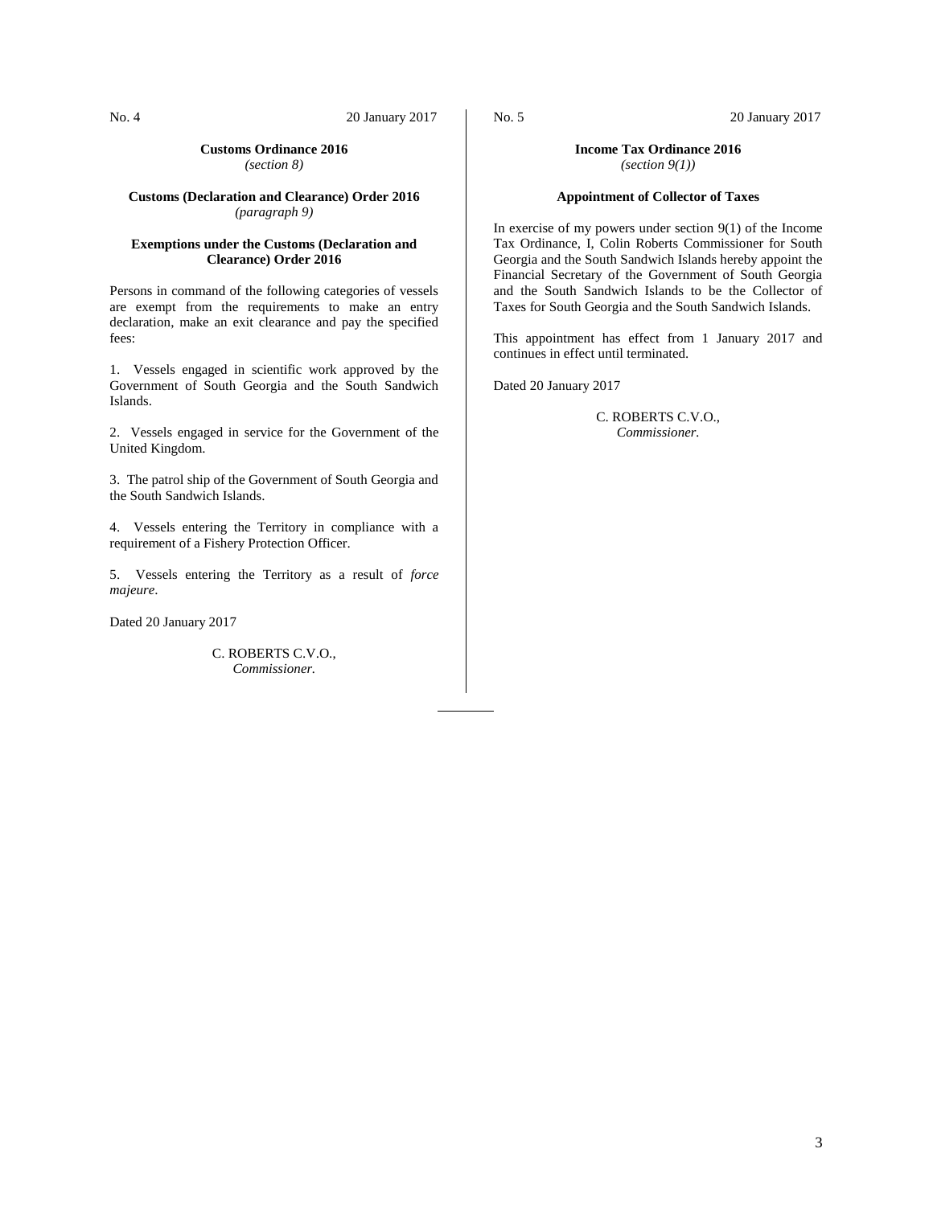No. 4 20 January 2017

**Customs Ordinance 2016**
*(section 8)*

**Customs (Declaration and Clearance) Order 2016**
*(paragraph 9)*

**Exemptions under the Customs (Declaration and Clearance) Order 2016**

Persons in command of the following categories of vessels are exempt from the requirements to make an entry declaration, make an exit clearance and pay the specified fees:

1. Vessels engaged in scientific work approved by the Government of South Georgia and the South Sandwich Islands.

2. Vessels engaged in service for the Government of the United Kingdom.

3. The patrol ship of the Government of South Georgia and the South Sandwich Islands.

4. Vessels entering the Territory in compliance with a requirement of a Fishery Protection Officer.

5. Vessels entering the Territory as a result of *force majeure*.

Dated 20 January 2017

C. ROBERTS C.V.O.,
*Commissioner.*

---

No. 5 20 January 2017

**Income Tax Ordinance 2016**
*(section 9(1))*

**Appointment of Collector of Taxes**

In exercise of my powers under section 9(1) of the Income Tax Ordinance, I, Colin Roberts Commissioner for South Georgia and the South Sandwich Islands hereby appoint the Financial Secretary of the Government of South Georgia and the South Sandwich Islands to be the Collector of Taxes for South Georgia and the South Sandwich Islands.

This appointment has effect from 1 January 2017 and continues in effect until terminated.

Dated 20 January 2017

C. ROBERTS C.V.O.,
*Commissioner.*